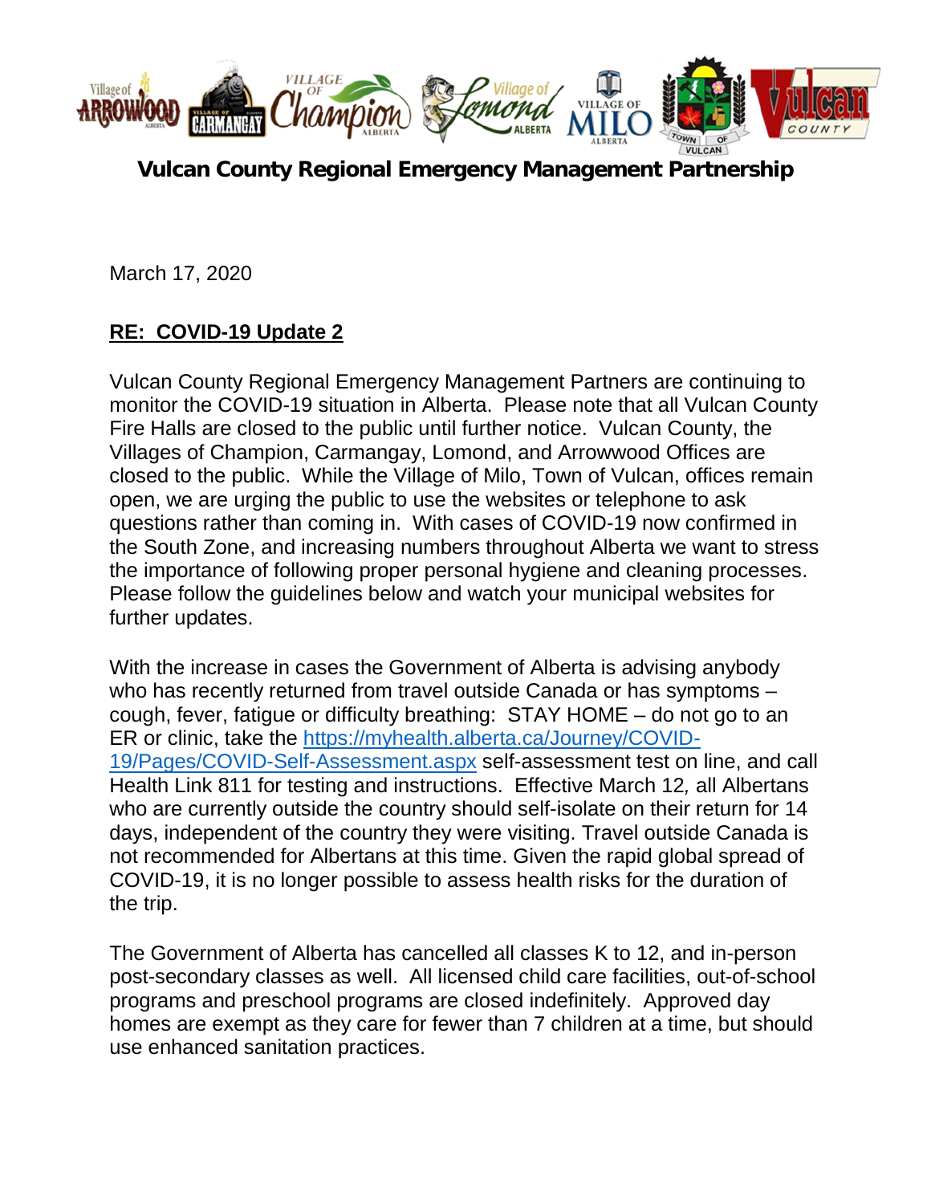**Vulcan County Regional Emergency Management Partnership**

March 17, 2020

**RE: COVID-19 Update 2**

Vulcan County Regional Emergency Management Partners are continuing to monitor the COVID-19 situation in Alberta. Please note that all Vulcan County Fire Halls are closed to the public until further notice. Vulcan County, the Villages of Champion, Carmangay, Lomond, and Arrowwood Offices are closed to the public. While the Village of Milo, Town of Vulcan, offices remain open, we are urging the public to use the websites or telephone to ask questions rather than coming in. With cases of COVID-19 now confirmed in the South Zone, and increasing numbers throughout Alberta we want to stress the importance of following proper personal hygiene and cleaning processes. Please follow the guidelines below and watch your municipal websites for further updates.

With the increase in cases the Government of Alberta is advising anybody who has recently returned from travel outside Canada or has symptoms – cough, fever, fatigue or difficulty breathing: STAY HOME – do not go to an ER or clinic, take the https://myhealth.alberta.ca/Journey/COVID-19/Pages/COVID-Self-Assessment.aspx self-assessment test on line, and call Health Link 811 for testing and instructions. Effective March 12, all Albertans who are currently outside the country should self-isolate on their return for 14 days, independent of the country they were visiting. Travel outside Canada is not recommended for Albertans at this time. Given the rapid global spread of COVID-19, it is no longer possible to assess health risks for the duration of the trip.

The Government of Alberta has cancelled all classes K to 12, and in-person post-secondary classes as well. All licensed child care facilities, out-of-school programs and preschool programs are closed indefinitely. Approved day homes are exempt as they care for fewer than 7 children at a time, but should use enhanced sanitation practices.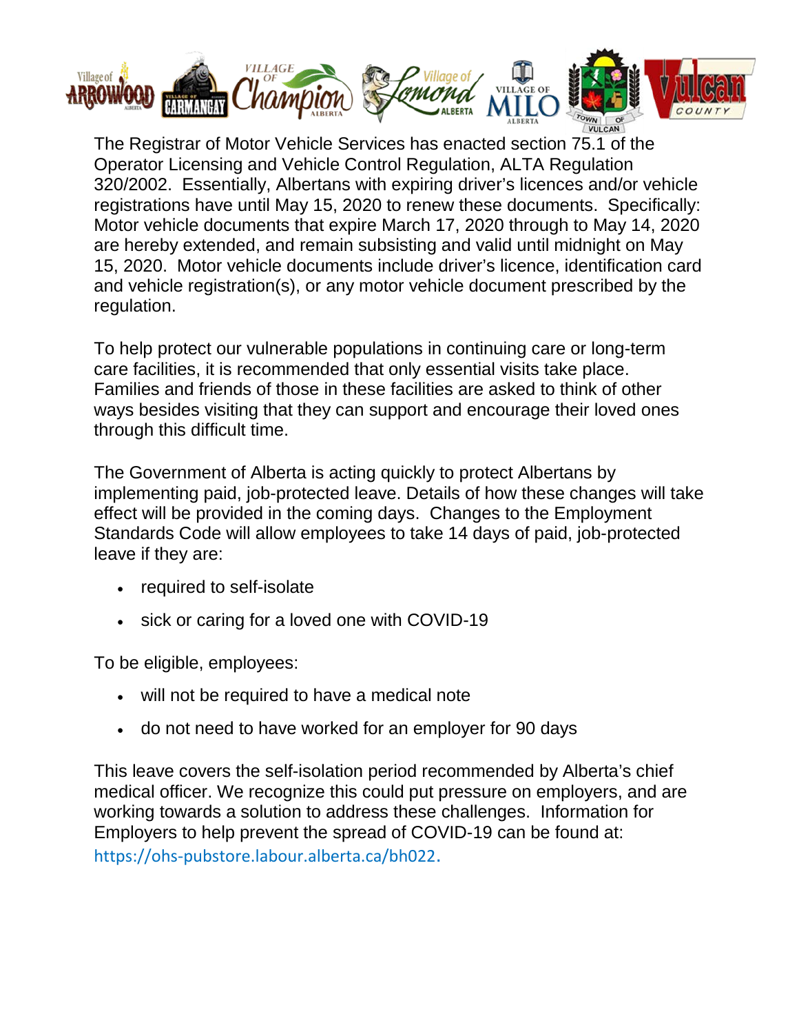The Registrar of Motor Vehicle Services has enacted section 75.1 of the Operator Licensing and Vehicle Control Regulation, ALTA Regulation 320/2002. Essentially, Albertans with expiring driver's licences and/or vehicle registrations have until May 15, 2020 to renew these documents. Specifically: Motor vehicle documents that expire March 17, 2020 through to May 14, 2020 are hereby extended, and remain subsisting and valid until midnight on May 15, 2020. Motor vehicle documents include driver's licence, identification card and vehicle registration(s), or any motor vehicle document prescribed by the regulation.

To help protect our vulnerable populations in continuing care or long-term care facilities, it is recommended that only essential visits take place. Families and friends of those in these facilities are asked to think of other ways besides visiting that they can support and encourage their loved ones through this difficult time.

The Government of Alberta is acting quickly to protect Albertans by implementing paid, job-protected leave. Details of how these changes will take effect will be provided in the coming days. Changes to the Employment Standards Code will allow employees to take 14 days of paid, job-protected leave if they are:

- required to self-isolate
- sick or caring for a loved one with COVID-19

To be eligible, employees:

- will not be required to have a medical note
- do not need to have worked for an employer for 90 days

This leave covers the self-isolation period recommended by Alberta's chief medical officer. We recognize this could put pressure on employers, and are working towards a solution to address these challenges. Information for Employers to help prevent the spread of COVID-19 can be found at: https://ohs-pubstore.labour.alberta.ca/bh022.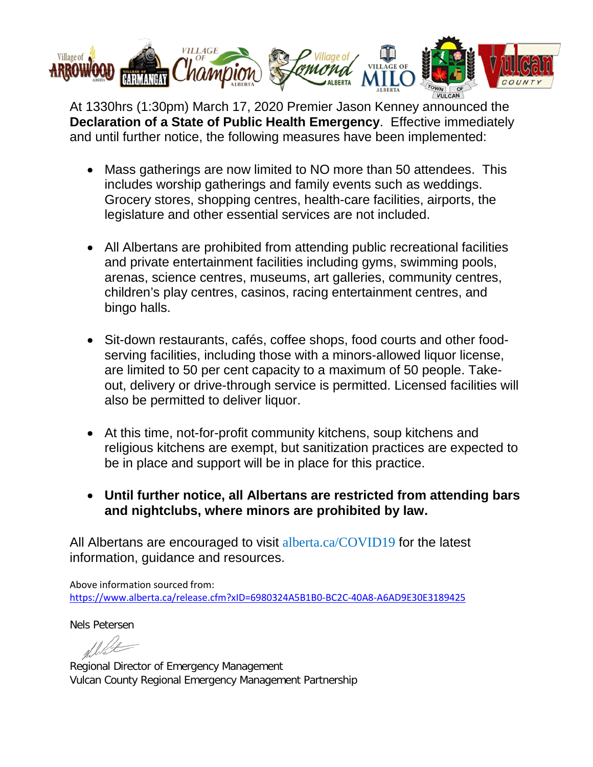At 1330hrs (1:30pm) March 17, 2020 Premier Jason Kenney announced the **Declaration of a State of Public Health Emergency**. Effective immediately and until further notice, the following measures have been implemented:

- Mass gatherings are now limited to NO more than 50 attendees. This includes worship gatherings and family events such as weddings. Grocery stores, shopping centres, health-care facilities, airports, the legislature and other essential services are not included.

- All Albertans are prohibited from attending public recreational facilities and private entertainment facilities including gyms, swimming pools, arenas, science centres, museums, art galleries, community centres, children's play centres, casinos, racing entertainment centres, and bingo halls.

- Sit-down restaurants, cafés, coffee shops, food courts and other food-serving facilities, including those with a minors-allowed liquor license, are limited to 50 per cent capacity to a maximum of 50 people. Take-out, delivery or drive-through service is permitted. Licensed facilities will also be permitted to deliver liquor.

- At this time, not-for-profit community kitchens, soup kitchens and religious kitchens are exempt, but sanitization practices are expected to be in place and support will be in place for this practice.

- **Until further notice, all Albertans are restricted from attending bars and nightclubs, where minors are prohibited by law.**

All Albertans are encouraged to visit alberta.ca/COVID19 for the latest information, guidance and resources.

Above information sourced from:
https://www.alberta.ca/release.cfm?xID=6980324A5B1B0-BC2C-40A8-A6AD9E30E3189425

Nels Petersen

Regional Director of Emergency Management
Vulcan County Regional Emergency Management Partnership